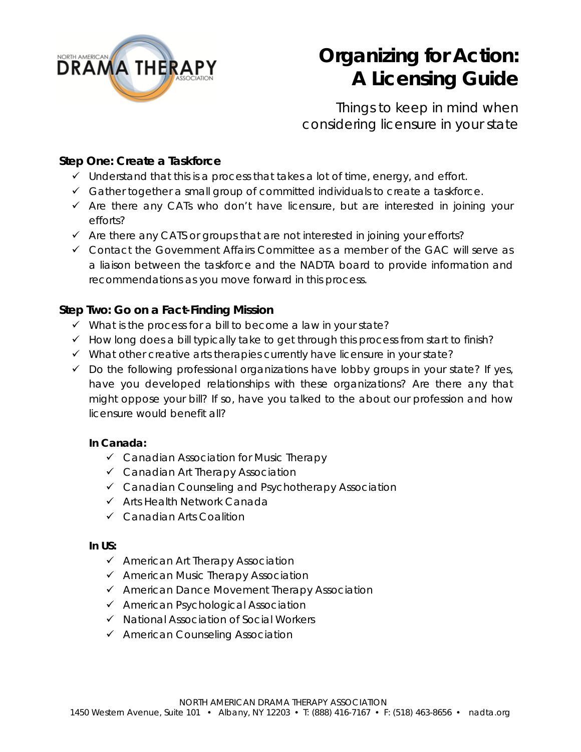# Organizing for Action: A Licensing Guide

Things to keep in mind when considering licensure in your state

### Step One: Create a Taskforce

- ✓ Understand that this is a process that takes a lot of time, energy, and effort.
- ✓ Gather together a small group of committed individuals to create a taskforce.
- ✓ Are there any CATs who don't have licensure, but are interested in joining your efforts?
- ✓ Are there any CATS or groups that are not interested in joining your efforts?
- ✓ Contact the Government Affairs Committee as a member of the GAC will serve as a liaison between the taskforce and the NADTA board to provide information and recommendations as you move forward in this process.

### Step Two: Go on a Fact-Finding Mission

- ✓ What is the process for a bill to become a law in your state?
- ✓ How long does a bill typically take to get through this process from start to finish?
- ✓ What other creative arts therapies currently have licensure in your state?
- ✓ Do the following professional organizations have lobby groups in your state? If yes, have you developed relationships with these organizations? Are there any that might oppose your bill? If so, have you talked to the about our profession and how licensure would benefit all?

  **In Canada:**

  - ✓ Canadian Association for Music Therapy
  - ✓ Canadian Art Therapy Association
  - ✓ Canadian Counseling and Psychotherapy Association
  - ✓ Arts Health Network Canada
  - ✓ Canadian Arts Coalition

  **In US:**

  - ✓ American Art Therapy Association
  - ✓ American Music Therapy Association
  - ✓ American Dance Movement Therapy Association
  - ✓ American Psychological Association
  - ✓ National Association of Social Workers
  - ✓ American Counseling Association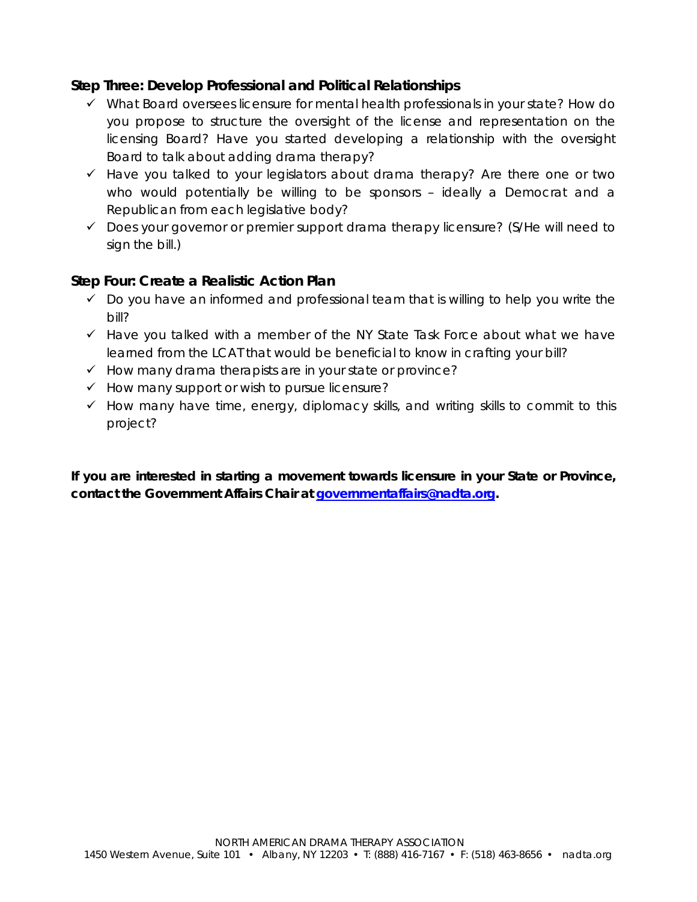## Step Three: Develop Professional and Political Relationships

- ✓ What Board oversees licensure for mental health professionals in your state? How do you propose to structure the oversight of the license and representation on the licensing Board? Have you started developing a relationship with the oversight Board to talk about adding drama therapy?
- ✓ Have you talked to your legislators about drama therapy? Are there one or two who would potentially be willing to be sponsors – ideally a Democrat and a Republican from each legislative body?
- ✓ Does your governor or premier support drama therapy licensure? (S/He will need to sign the bill.)

## Step Four: Create a Realistic Action Plan

- ✓ Do you have an informed and professional team that is willing to help you write the bill?
- ✓ Have you talked with a member of the NY State Task Force about what we have learned from the LCAT that would be beneficial to know in crafting your bill?
- ✓ How many drama therapists are in your state or province?
- ✓ How many support or wish to pursue licensure?
- ✓ How many have time, energy, diplomacy skills, and writing skills to commit to this project?

**If you are interested in starting a movement towards licensure in your State or Province, contact the Government Affairs Chair at [governmentaffairs@nadta.org](mailto:governmentaffairs@nadta.org).**